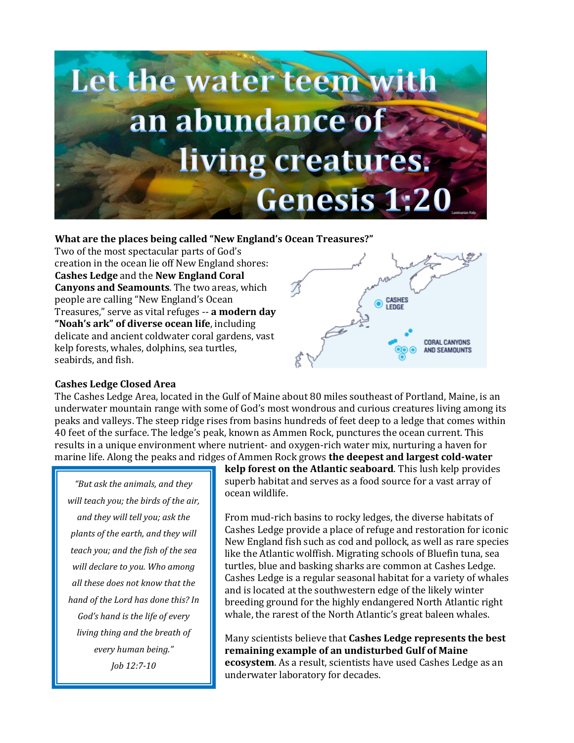# Let the water teem with an abundance of living creatures. Genesis 1:20

**What are the places being called "New England's Ocean Treasures?"**

Two of the most spectacular parts of God's creation in the ocean lie off New England shores: **Cashes Ledge** and the **New England Coral Canyons and Seamounts**. The two areas, which people are calling "New England's Ocean Treasures," serve as vital refuges -- **a modern day "Noah's ark" of diverse ocean life**, including delicate and ancient coldwater coral gardens, vast kelp forests, whales, dolphins, sea turtles, seabirds, and fish.

CASHES LEDGE

CORAL CANYONS AND SEAMOUNTS

**Cashes Ledge Closed Area**

The Cashes Ledge Area, located in the Gulf of Maine about 80 miles southeast of Portland, Maine, is an underwater mountain range with some of God's most wondrous and curious creatures living among its peaks and valleys. The steep ridge rises from basins hundreds of feet deep to a ledge that comes within 40 feet of the surface. The ledge's peak, known as Ammen Rock, punctures the ocean current. This results in a unique environment where nutrient- and oxygen-rich water mix, nurturing a haven for marine life. Along the peaks and ridges of Ammen Rock grows **the deepest and largest cold-water kelp forest on the Atlantic seaboard**. This lush kelp provides superb habitat and serves as a food source for a vast array of ocean wildlife.

> *"But ask the animals, and they will teach you; the birds of the air, and they will tell you; ask the plants of the earth, and they will teach you; and the fish of the sea will declare to you. Who among all these does not know that the hand of the Lord has done this? In God's hand is the life of every living thing and the breath of every human being."*
>
> *Job 12:7-10*

From mud-rich basins to rocky ledges, the diverse habitats of Cashes Ledge provide a place of refuge and restoration for iconic New England fish such as cod and pollock, as well as rare species like the Atlantic wolffish. Migrating schools of Bluefin tuna, sea turtles, blue and basking sharks are common at Cashes Ledge. Cashes Ledge is a regular seasonal habitat for a variety of whales and is located at the southwestern edge of the likely winter breeding ground for the highly endangered North Atlantic right whale, the rarest of the North Atlantic's great baleen whales.

Many scientists believe that **Cashes Ledge represents the best remaining example of an undisturbed Gulf of Maine ecosystem**. As a result, scientists have used Cashes Ledge as an underwater laboratory for decades.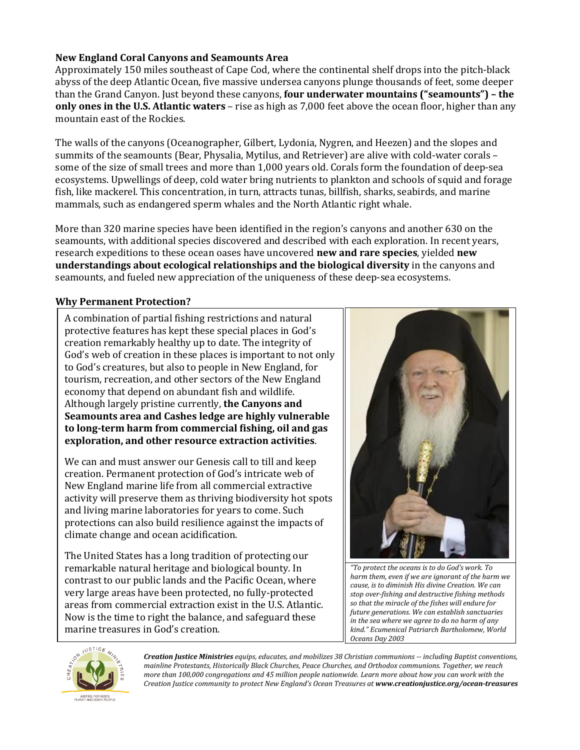**New England Coral Canyons and Seamounts Area**

Approximately 150 miles southeast of Cape Cod, where the continental shelf drops into the pitch-black abyss of the deep Atlantic Ocean, five massive undersea canyons plunge thousands of feet, some deeper than the Grand Canyon. Just beyond these canyons, **four underwater mountains ("seamounts") – the only ones in the U.S. Atlantic waters** – rise as high as 7,000 feet above the ocean floor, higher than any mountain east of the Rockies.

The walls of the canyons (Oceanographer, Gilbert, Lydonia, Nygren, and Heezen) and the slopes and summits of the seamounts (Bear, Physalia, Mytilus, and Retriever) are alive with cold-water corals – some of the size of small trees and more than 1,000 years old. Corals form the foundation of deep-sea ecosystems. Upwellings of deep, cold water bring nutrients to plankton and schools of squid and forage fish, like mackerel. This concentration, in turn, attracts tunas, billfish, sharks, seabirds, and marine mammals, such as endangered sperm whales and the North Atlantic right whale.

More than 320 marine species have been identified in the region's canyons and another 630 on the seamounts, with additional species discovered and described with each exploration. In recent years, research expeditions to these ocean oases have uncovered **new and rare species**, yielded **new understandings about ecological relationships and the biological diversity** in the canyons and seamounts, and fueled new appreciation of the uniqueness of these deep-sea ecosystems.

**Why Permanent Protection?**

A combination of partial fishing restrictions and natural protective features has kept these special places in God's creation remarkably healthy up to date. The integrity of God's web of creation in these places is important to not only to God's creatures, but also to people in New England, for tourism, recreation, and other sectors of the New England economy that depend on abundant fish and wildlife. Although largely pristine currently, **the Canyons and Seamounts area and Cashes ledge are highly vulnerable to long-term harm from commercial fishing, oil and gas exploration, and other resource extraction activities**.

We can and must answer our Genesis call to till and keep creation. Permanent protection of God's intricate web of New England marine life from all commercial extractive activity will preserve them as thriving biodiversity hot spots and living marine laboratories for years to come. Such protections can also build resilience against the impacts of climate change and ocean acidification.

The United States has a long tradition of protecting our remarkable natural heritage and biological bounty. In contrast to our public lands and the Pacific Ocean, where very large areas have been protected, no fully-protected areas from commercial extraction exist in the U.S. Atlantic. Now is the time to right the balance, and safeguard these marine treasures in God's creation.

*"To protect the oceans is to do God's work. To harm them, even if we are ignorant of the harm we cause, is to diminish His divine Creation. We can stop over-fishing and destructive fishing methods so that the miracle of the fishes will endure for future generations. We can establish sanctuaries in the sea where we agree to do no harm of any kind." Ecumenical Patriarch Bartholomew, World Oceans Day 2003*

***Creation Justice Ministries*** *equips, educates, and mobilizes 38 Christian communions -- including Baptist conventions, mainline Protestants, Historically Black Churches, Peace Churches, and Orthodox communions. Together, we reach more than 100,000 congregations and 45 million people nationwide. Learn more about how you can work with the Creation Justice community to protect New England's Ocean Treasures at* ***www.creationjustice.org/ocean-treasures***